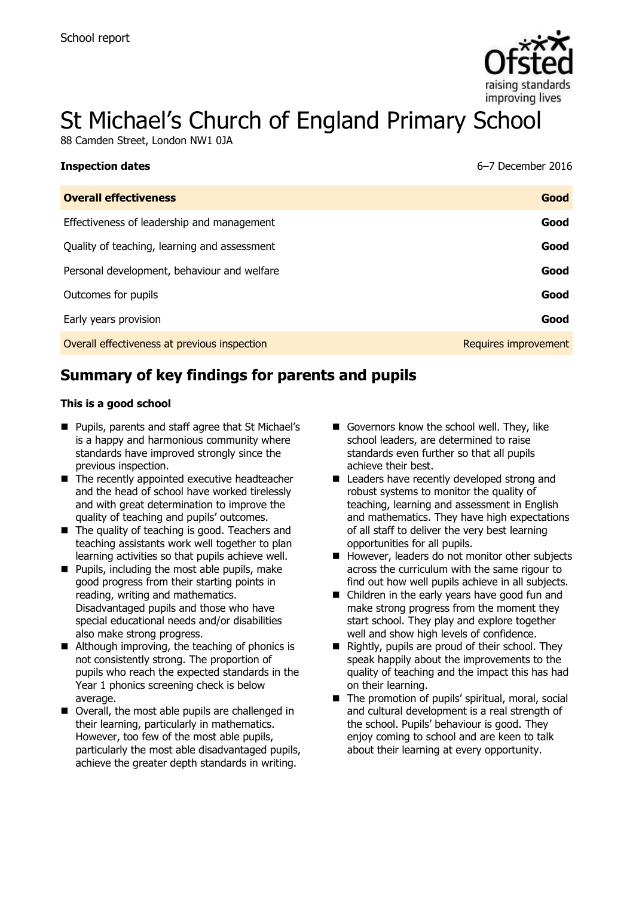School report

# St Michael's Church of England Primary School

88 Camden Street, London NW1 0JA

| **Inspection dates** | 6–7 December 2016 |
|---|---|
| **Overall effectiveness** | **Good** |
| Effectiveness of leadership and management | **Good** |
| Quality of teaching, learning and assessment | **Good** |
| Personal development, behaviour and welfare | **Good** |
| Outcomes for pupils | **Good** |
| Early years provision | **Good** |
| Overall effectiveness at previous inspection | Requires improvement |

## Summary of key findings for parents and pupils

**This is a good school**

- Pupils, parents and staff agree that St Michael's is a happy and harmonious community where standards have improved strongly since the previous inspection.
- The recently appointed executive headteacher and the head of school have worked tirelessly and with great determination to improve the quality of teaching and pupils' outcomes.
- The quality of teaching is good. Teachers and teaching assistants work well together to plan learning activities so that pupils achieve well.
- Pupils, including the most able pupils, make good progress from their starting points in reading, writing and mathematics. Disadvantaged pupils and those who have special educational needs and/or disabilities also make strong progress.
- Although improving, the teaching of phonics is not consistently strong. The proportion of pupils who reach the expected standards in the Year 1 phonics screening check is below average.
- Overall, the most able pupils are challenged in their learning, particularly in mathematics. However, too few of the most able pupils, particularly the most able disadvantaged pupils, achieve the greater depth standards in writing.
- Governors know the school well. They, like school leaders, are determined to raise standards even further so that all pupils achieve their best.
- Leaders have recently developed strong and robust systems to monitor the quality of teaching, learning and assessment in English and mathematics. They have high expectations of all staff to deliver the very best learning opportunities for all pupils.
- However, leaders do not monitor other subjects across the curriculum with the same rigour to find out how well pupils achieve in all subjects.
- Children in the early years have good fun and make strong progress from the moment they start school. They play and explore together well and show high levels of confidence.
- Rightly, pupils are proud of their school. They speak happily about the improvements to the quality of teaching and the impact this has had on their learning.
- The promotion of pupils' spiritual, moral, social and cultural development is a real strength of the school. Pupils' behaviour is good. They enjoy coming to school and are keen to talk about their learning at every opportunity.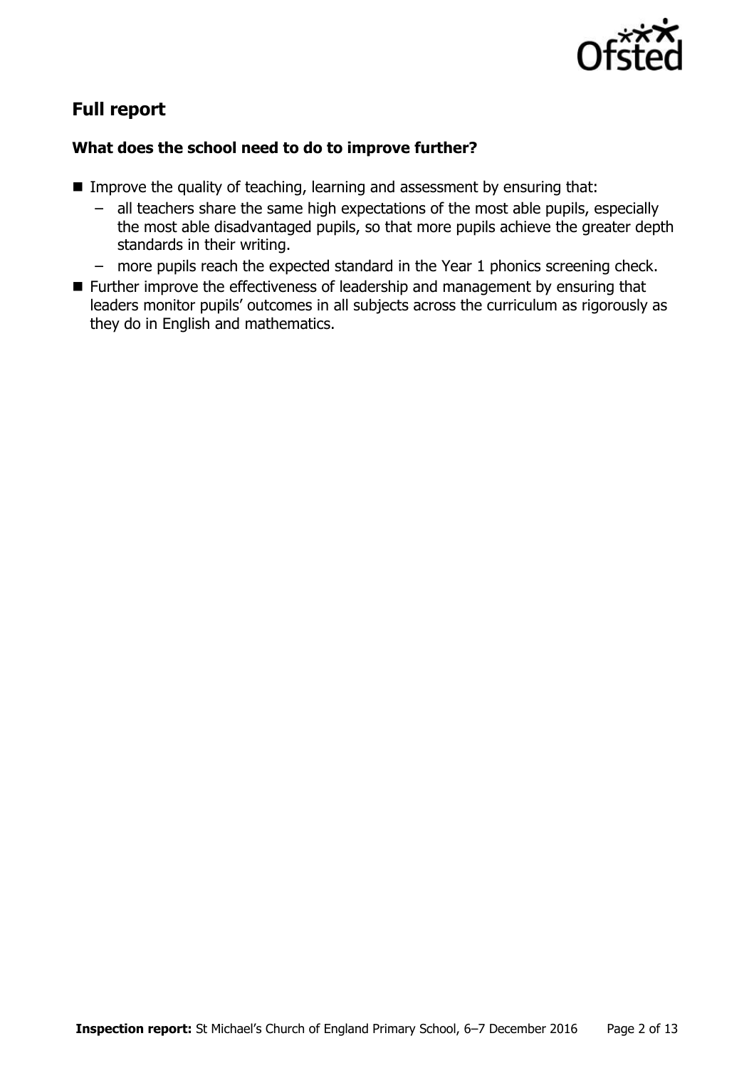## Full report

### What does the school need to do to improve further?

- Improve the quality of teaching, learning and assessment by ensuring that:
  - all teachers share the same high expectations of the most able pupils, especially the most able disadvantaged pupils, so that more pupils achieve the greater depth standards in their writing.
  - more pupils reach the expected standard in the Year 1 phonics screening check.
- Further improve the effectiveness of leadership and management by ensuring that leaders monitor pupils' outcomes in all subjects across the curriculum as rigorously as they do in English and mathematics.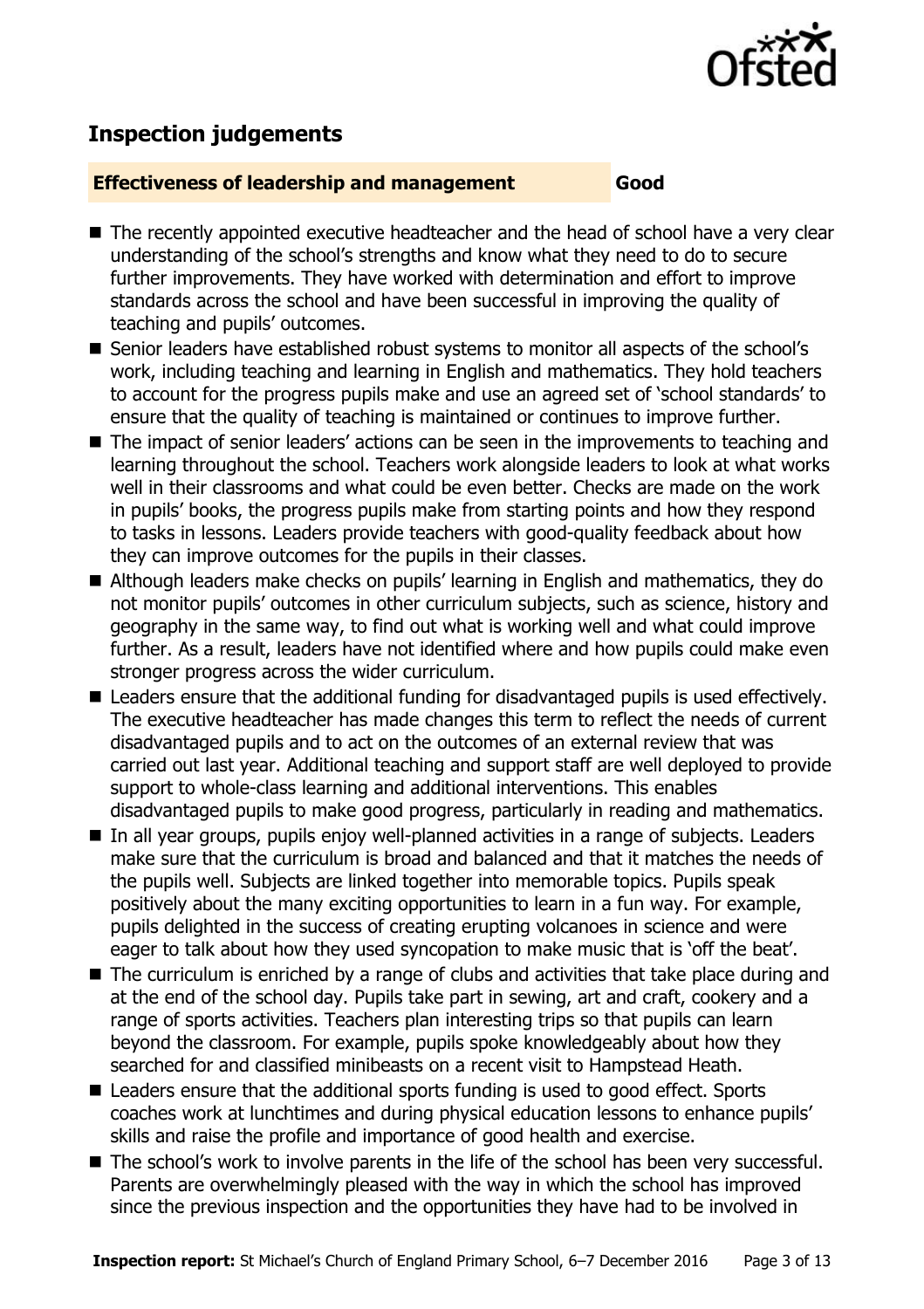## Inspection judgements

**Effectiveness of leadership and management** **Good**

- The recently appointed executive headteacher and the head of school have a very clear understanding of the school's strengths and know what they need to do to secure further improvements. They have worked with determination and effort to improve standards across the school and have been successful in improving the quality of teaching and pupils' outcomes.
- Senior leaders have established robust systems to monitor all aspects of the school's work, including teaching and learning in English and mathematics. They hold teachers to account for the progress pupils make and use an agreed set of 'school standards' to ensure that the quality of teaching is maintained or continues to improve further.
- The impact of senior leaders' actions can be seen in the improvements to teaching and learning throughout the school. Teachers work alongside leaders to look at what works well in their classrooms and what could be even better. Checks are made on the work in pupils' books, the progress pupils make from starting points and how they respond to tasks in lessons. Leaders provide teachers with good-quality feedback about how they can improve outcomes for the pupils in their classes.
- Although leaders make checks on pupils' learning in English and mathematics, they do not monitor pupils' outcomes in other curriculum subjects, such as science, history and geography in the same way, to find out what is working well and what could improve further. As a result, leaders have not identified where and how pupils could make even stronger progress across the wider curriculum.
- Leaders ensure that the additional funding for disadvantaged pupils is used effectively. The executive headteacher has made changes this term to reflect the needs of current disadvantaged pupils and to act on the outcomes of an external review that was carried out last year. Additional teaching and support staff are well deployed to provide support to whole-class learning and additional interventions. This enables disadvantaged pupils to make good progress, particularly in reading and mathematics.
- In all year groups, pupils enjoy well-planned activities in a range of subjects. Leaders make sure that the curriculum is broad and balanced and that it matches the needs of the pupils well. Subjects are linked together into memorable topics. Pupils speak positively about the many exciting opportunities to learn in a fun way. For example, pupils delighted in the success of creating erupting volcanoes in science and were eager to talk about how they used syncopation to make music that is 'off the beat'.
- The curriculum is enriched by a range of clubs and activities that take place during and at the end of the school day. Pupils take part in sewing, art and craft, cookery and a range of sports activities. Teachers plan interesting trips so that pupils can learn beyond the classroom. For example, pupils spoke knowledgeably about how they searched for and classified minibeasts on a recent visit to Hampstead Heath.
- Leaders ensure that the additional sports funding is used to good effect. Sports coaches work at lunchtimes and during physical education lessons to enhance pupils' skills and raise the profile and importance of good health and exercise.
- The school's work to involve parents in the life of the school has been very successful. Parents are overwhelmingly pleased with the way in which the school has improved since the previous inspection and the opportunities they have had to be involved in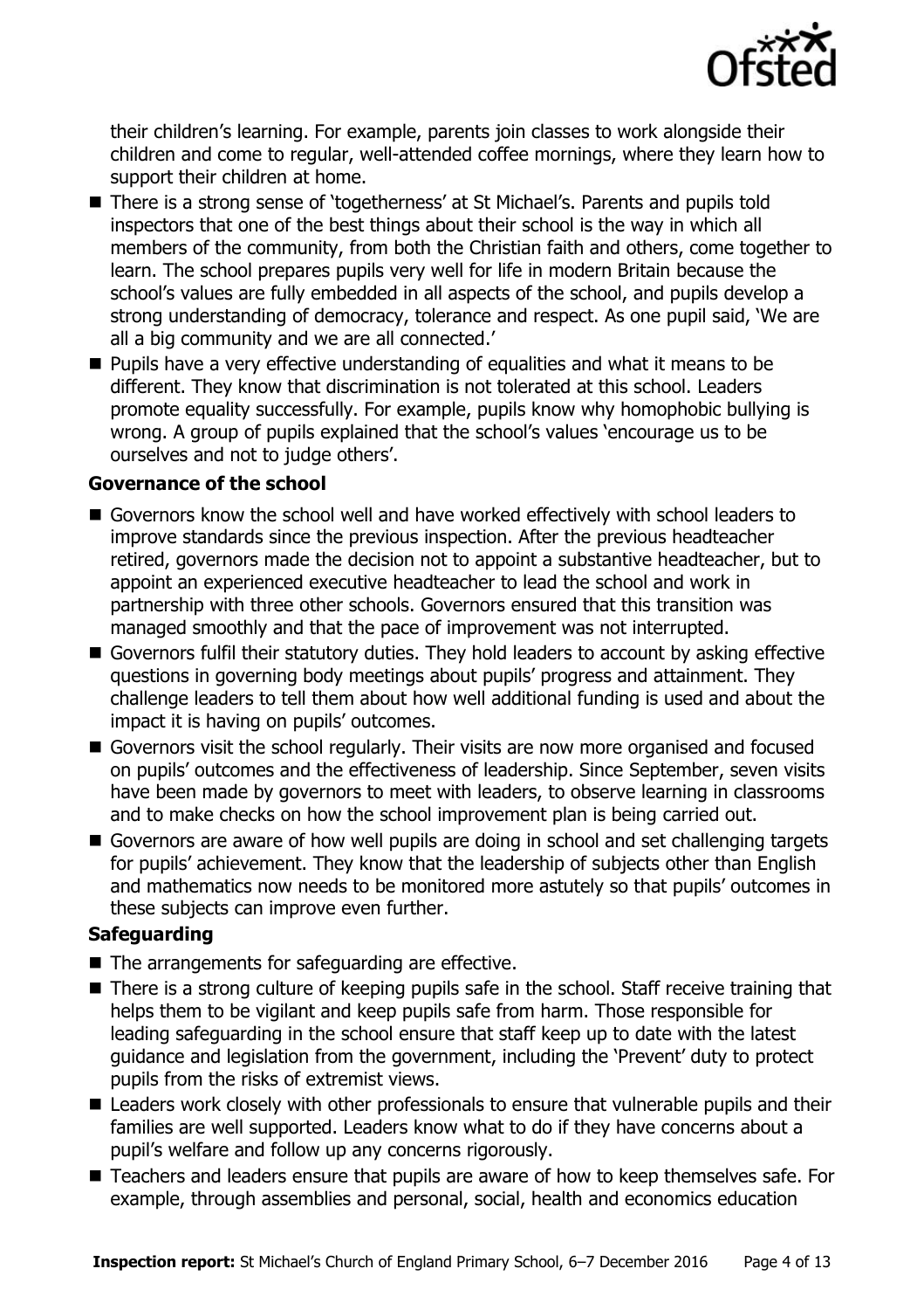their children's learning. For example, parents join classes to work alongside their children and come to regular, well-attended coffee mornings, where they learn how to support their children at home.

- There is a strong sense of 'togetherness' at St Michael's. Parents and pupils told inspectors that one of the best things about their school is the way in which all members of the community, from both the Christian faith and others, come together to learn. The school prepares pupils very well for life in modern Britain because the school's values are fully embedded in all aspects of the school, and pupils develop a strong understanding of democracy, tolerance and respect. As one pupil said, 'We are all a big community and we are all connected.'
- Pupils have a very effective understanding of equalities and what it means to be different. They know that discrimination is not tolerated at this school. Leaders promote equality successfully. For example, pupils know why homophobic bullying is wrong. A group of pupils explained that the school's values 'encourage us to be ourselves and not to judge others'.

**Governance of the school**

- Governors know the school well and have worked effectively with school leaders to improve standards since the previous inspection. After the previous headteacher retired, governors made the decision not to appoint a substantive headteacher, but to appoint an experienced executive headteacher to lead the school and work in partnership with three other schools. Governors ensured that this transition was managed smoothly and that the pace of improvement was not interrupted.
- Governors fulfil their statutory duties. They hold leaders to account by asking effective questions in governing body meetings about pupils' progress and attainment. They challenge leaders to tell them about how well additional funding is used and about the impact it is having on pupils' outcomes.
- Governors visit the school regularly. Their visits are now more organised and focused on pupils' outcomes and the effectiveness of leadership. Since September, seven visits have been made by governors to meet with leaders, to observe learning in classrooms and to make checks on how the school improvement plan is being carried out.
- Governors are aware of how well pupils are doing in school and set challenging targets for pupils' achievement. They know that the leadership of subjects other than English and mathematics now needs to be monitored more astutely so that pupils' outcomes in these subjects can improve even further.

**Safeguarding**

- The arrangements for safeguarding are effective.
- There is a strong culture of keeping pupils safe in the school. Staff receive training that helps them to be vigilant and keep pupils safe from harm. Those responsible for leading safeguarding in the school ensure that staff keep up to date with the latest guidance and legislation from the government, including the 'Prevent' duty to protect pupils from the risks of extremist views.
- Leaders work closely with other professionals to ensure that vulnerable pupils and their families are well supported. Leaders know what to do if they have concerns about a pupil's welfare and follow up any concerns rigorously.
- Teachers and leaders ensure that pupils are aware of how to keep themselves safe. For example, through assemblies and personal, social, health and economics education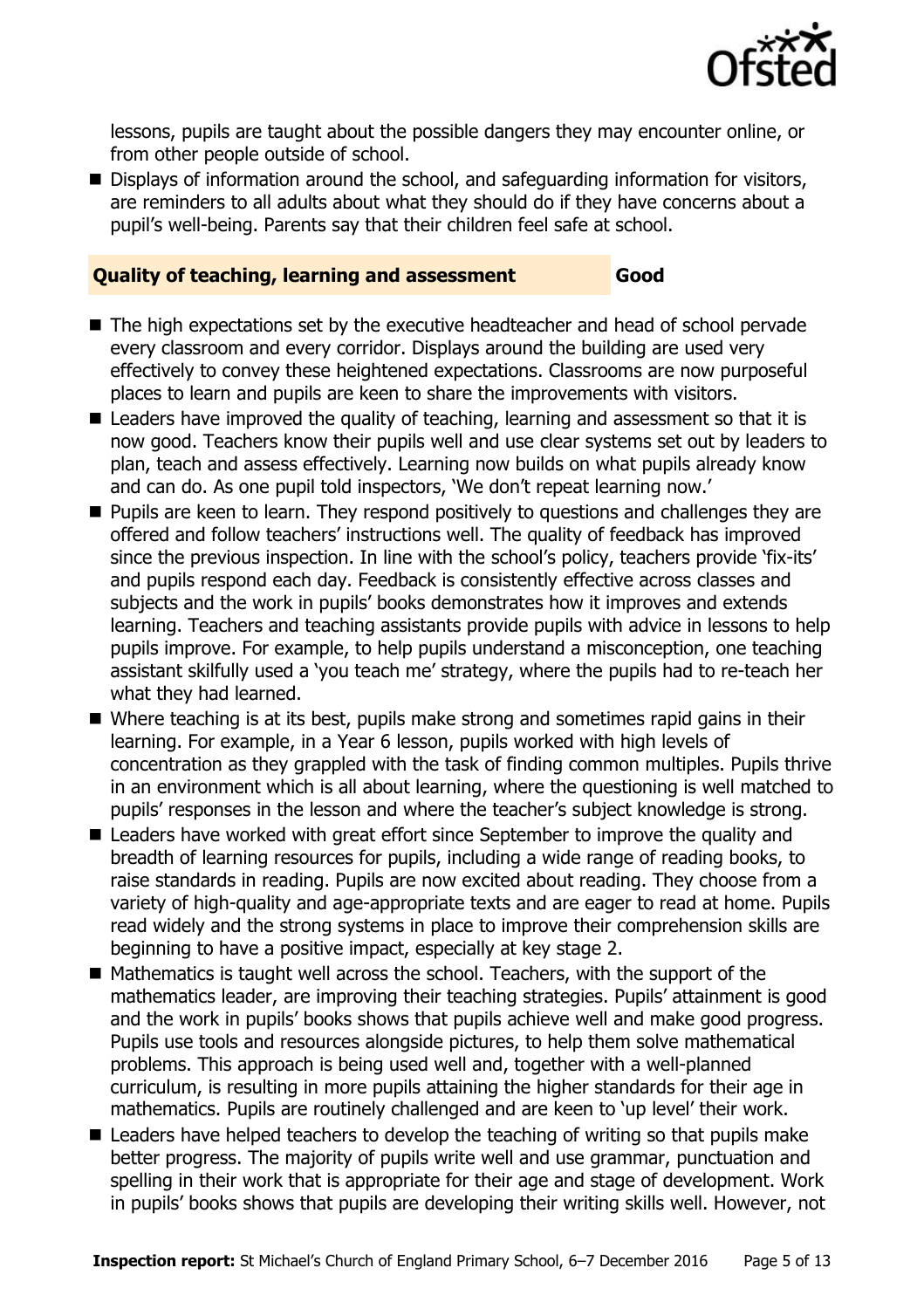lessons, pupils are taught about the possible dangers they may encounter online, or from other people outside of school.

- Displays of information around the school, and safeguarding information for visitors, are reminders to all adults about what they should do if they have concerns about a pupil's well-being. Parents say that their children feel safe at school.

## Quality of teaching, learning and assessment — Good

- The high expectations set by the executive headteacher and head of school pervade every classroom and every corridor. Displays around the building are used very effectively to convey these heightened expectations. Classrooms are now purposeful places to learn and pupils are keen to share the improvements with visitors.
- Leaders have improved the quality of teaching, learning and assessment so that it is now good. Teachers know their pupils well and use clear systems set out by leaders to plan, teach and assess effectively. Learning now builds on what pupils already know and can do. As one pupil told inspectors, 'We don't repeat learning now.'
- Pupils are keen to learn. They respond positively to questions and challenges they are offered and follow teachers' instructions well. The quality of feedback has improved since the previous inspection. In line with the school's policy, teachers provide 'fix-its' and pupils respond each day. Feedback is consistently effective across classes and subjects and the work in pupils' books demonstrates how it improves and extends learning. Teachers and teaching assistants provide pupils with advice in lessons to help pupils improve. For example, to help pupils understand a misconception, one teaching assistant skilfully used a 'you teach me' strategy, where the pupils had to re-teach her what they had learned.
- Where teaching is at its best, pupils make strong and sometimes rapid gains in their learning. For example, in a Year 6 lesson, pupils worked with high levels of concentration as they grappled with the task of finding common multiples. Pupils thrive in an environment which is all about learning, where the questioning is well matched to pupils' responses in the lesson and where the teacher's subject knowledge is strong.
- Leaders have worked with great effort since September to improve the quality and breadth of learning resources for pupils, including a wide range of reading books, to raise standards in reading. Pupils are now excited about reading. They choose from a variety of high-quality and age-appropriate texts and are eager to read at home. Pupils read widely and the strong systems in place to improve their comprehension skills are beginning to have a positive impact, especially at key stage 2.
- Mathematics is taught well across the school. Teachers, with the support of the mathematics leader, are improving their teaching strategies. Pupils' attainment is good and the work in pupils' books shows that pupils achieve well and make good progress. Pupils use tools and resources alongside pictures, to help them solve mathematical problems. This approach is being used well and, together with a well-planned curriculum, is resulting in more pupils attaining the higher standards for their age in mathematics. Pupils are routinely challenged and are keen to 'up level' their work.
- Leaders have helped teachers to develop the teaching of writing so that pupils make better progress. The majority of pupils write well and use grammar, punctuation and spelling in their work that is appropriate for their age and stage of development. Work in pupils' books shows that pupils are developing their writing skills well. However, not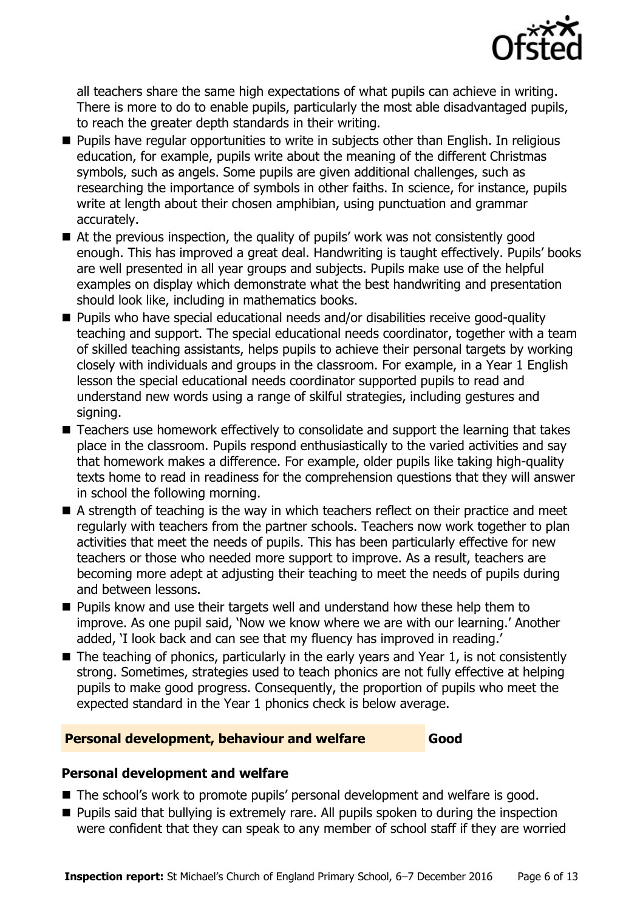all teachers share the same high expectations of what pupils can achieve in writing. There is more to do to enable pupils, particularly the most able disadvantaged pupils, to reach the greater depth standards in their writing.

- Pupils have regular opportunities to write in subjects other than English. In religious education, for example, pupils write about the meaning of the different Christmas symbols, such as angels. Some pupils are given additional challenges, such as researching the importance of symbols in other faiths. In science, for instance, pupils write at length about their chosen amphibian, using punctuation and grammar accurately.
- At the previous inspection, the quality of pupils' work was not consistently good enough. This has improved a great deal. Handwriting is taught effectively. Pupils' books are well presented in all year groups and subjects. Pupils make use of the helpful examples on display which demonstrate what the best handwriting and presentation should look like, including in mathematics books.
- Pupils who have special educational needs and/or disabilities receive good-quality teaching and support. The special educational needs coordinator, together with a team of skilled teaching assistants, helps pupils to achieve their personal targets by working closely with individuals and groups in the classroom. For example, in a Year 1 English lesson the special educational needs coordinator supported pupils to read and understand new words using a range of skilful strategies, including gestures and signing.
- Teachers use homework effectively to consolidate and support the learning that takes place in the classroom. Pupils respond enthusiastically to the varied activities and say that homework makes a difference. For example, older pupils like taking high-quality texts home to read in readiness for the comprehension questions that they will answer in school the following morning.
- A strength of teaching is the way in which teachers reflect on their practice and meet regularly with teachers from the partner schools. Teachers now work together to plan activities that meet the needs of pupils. This has been particularly effective for new teachers or those who needed more support to improve. As a result, teachers are becoming more adept at adjusting their teaching to meet the needs of pupils during and between lessons.
- Pupils know and use their targets well and understand how these help them to improve. As one pupil said, 'Now we know where we are with our learning.' Another added, 'I look back and can see that my fluency has improved in reading.'
- The teaching of phonics, particularly in the early years and Year 1, is not consistently strong. Sometimes, strategies used to teach phonics are not fully effective at helping pupils to make good progress. Consequently, the proportion of pupils who meet the expected standard in the Year 1 phonics check is below average.

## Personal development, behaviour and welfare — Good

### Personal development and welfare

- The school's work to promote pupils' personal development and welfare is good.
- Pupils said that bullying is extremely rare. All pupils spoken to during the inspection were confident that they can speak to any member of school staff if they are worried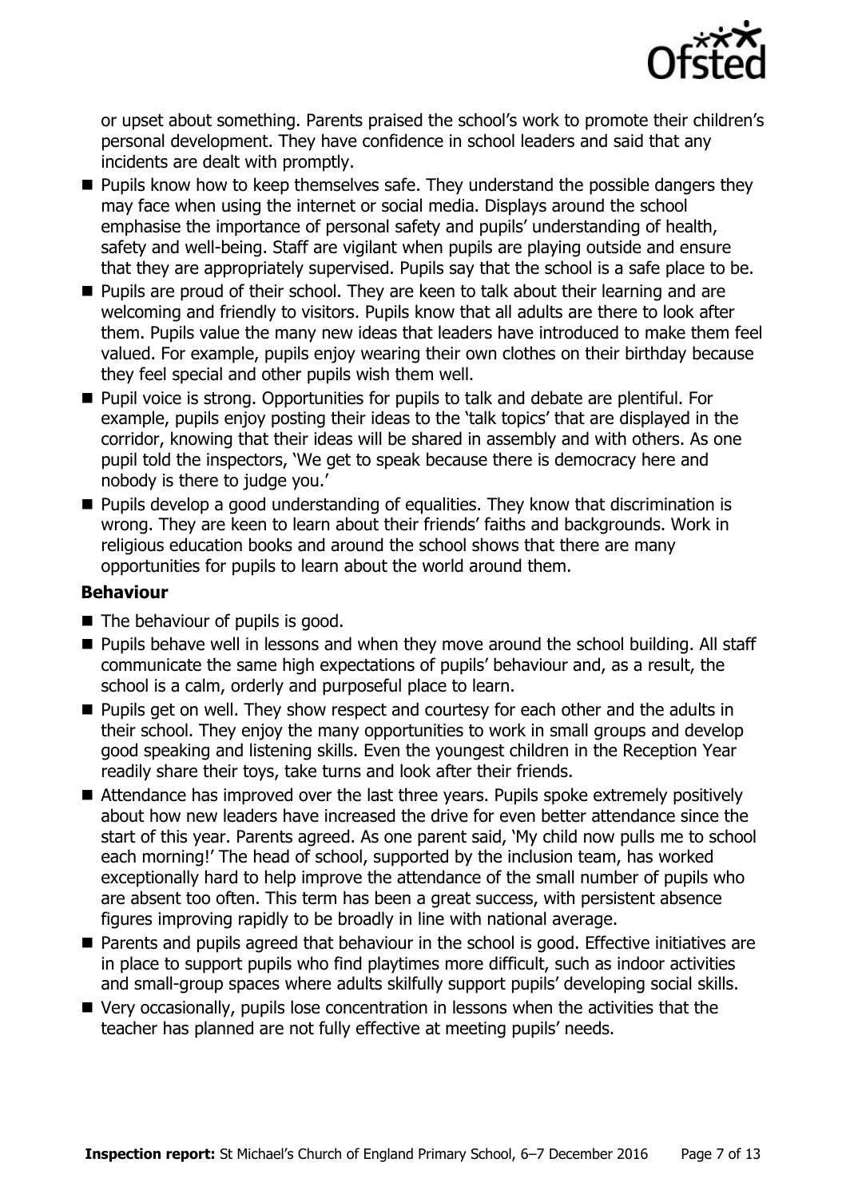or upset about something. Parents praised the school's work to promote their children's personal development. They have confidence in school leaders and said that any incidents are dealt with promptly.

- Pupils know how to keep themselves safe. They understand the possible dangers they may face when using the internet or social media. Displays around the school emphasise the importance of personal safety and pupils' understanding of health, safety and well-being. Staff are vigilant when pupils are playing outside and ensure that they are appropriately supervised. Pupils say that the school is a safe place to be.
- Pupils are proud of their school. They are keen to talk about their learning and are welcoming and friendly to visitors. Pupils know that all adults are there to look after them. Pupils value the many new ideas that leaders have introduced to make them feel valued. For example, pupils enjoy wearing their own clothes on their birthday because they feel special and other pupils wish them well.
- Pupil voice is strong. Opportunities for pupils to talk and debate are plentiful. For example, pupils enjoy posting their ideas to the 'talk topics' that are displayed in the corridor, knowing that their ideas will be shared in assembly and with others. As one pupil told the inspectors, 'We get to speak because there is democracy here and nobody is there to judge you.'
- Pupils develop a good understanding of equalities. They know that discrimination is wrong. They are keen to learn about their friends' faiths and backgrounds. Work in religious education books and around the school shows that there are many opportunities for pupils to learn about the world around them.

### Behaviour

- The behaviour of pupils is good.
- Pupils behave well in lessons and when they move around the school building. All staff communicate the same high expectations of pupils' behaviour and, as a result, the school is a calm, orderly and purposeful place to learn.
- Pupils get on well. They show respect and courtesy for each other and the adults in their school. They enjoy the many opportunities to work in small groups and develop good speaking and listening skills. Even the youngest children in the Reception Year readily share their toys, take turns and look after their friends.
- Attendance has improved over the last three years. Pupils spoke extremely positively about how new leaders have increased the drive for even better attendance since the start of this year. Parents agreed. As one parent said, 'My child now pulls me to school each morning!' The head of school, supported by the inclusion team, has worked exceptionally hard to help improve the attendance of the small number of pupils who are absent too often. This term has been a great success, with persistent absence figures improving rapidly to be broadly in line with national average.
- Parents and pupils agreed that behaviour in the school is good. Effective initiatives are in place to support pupils who find playtimes more difficult, such as indoor activities and small-group spaces where adults skilfully support pupils' developing social skills.
- Very occasionally, pupils lose concentration in lessons when the activities that the teacher has planned are not fully effective at meeting pupils' needs.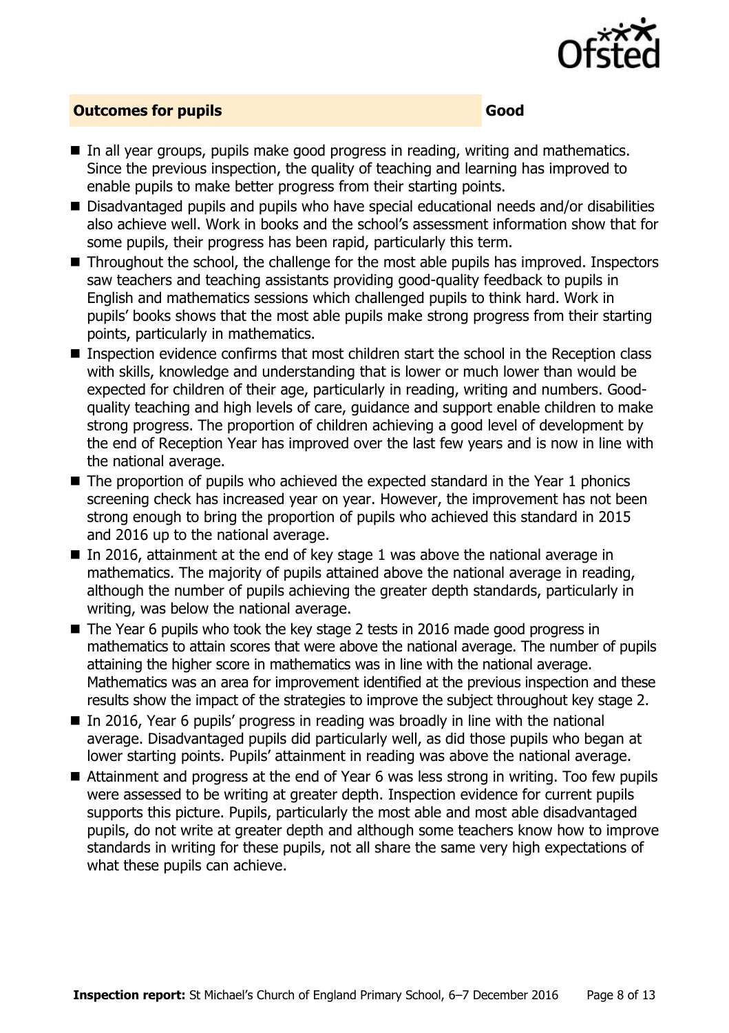## Outcomes for pupils — Good

- In all year groups, pupils make good progress in reading, writing and mathematics. Since the previous inspection, the quality of teaching and learning has improved to enable pupils to make better progress from their starting points.
- Disadvantaged pupils and pupils who have special educational needs and/or disabilities also achieve well. Work in books and the school's assessment information show that for some pupils, their progress has been rapid, particularly this term.
- Throughout the school, the challenge for the most able pupils has improved. Inspectors saw teachers and teaching assistants providing good-quality feedback to pupils in English and mathematics sessions which challenged pupils to think hard. Work in pupils' books shows that the most able pupils make strong progress from their starting points, particularly in mathematics.
- Inspection evidence confirms that most children start the school in the Reception class with skills, knowledge and understanding that is lower or much lower than would be expected for children of their age, particularly in reading, writing and numbers. Good-quality teaching and high levels of care, guidance and support enable children to make strong progress. The proportion of children achieving a good level of development by the end of Reception Year has improved over the last few years and is now in line with the national average.
- The proportion of pupils who achieved the expected standard in the Year 1 phonics screening check has increased year on year. However, the improvement has not been strong enough to bring the proportion of pupils who achieved this standard in 2015 and 2016 up to the national average.
- In 2016, attainment at the end of key stage 1 was above the national average in mathematics. The majority of pupils attained above the national average in reading, although the number of pupils achieving the greater depth standards, particularly in writing, was below the national average.
- The Year 6 pupils who took the key stage 2 tests in 2016 made good progress in mathematics to attain scores that were above the national average. The number of pupils attaining the higher score in mathematics was in line with the national average. Mathematics was an area for improvement identified at the previous inspection and these results show the impact of the strategies to improve the subject throughout key stage 2.
- In 2016, Year 6 pupils' progress in reading was broadly in line with the national average. Disadvantaged pupils did particularly well, as did those pupils who began at lower starting points. Pupils' attainment in reading was above the national average.
- Attainment and progress at the end of Year 6 was less strong in writing. Too few pupils were assessed to be writing at greater depth. Inspection evidence for current pupils supports this picture. Pupils, particularly the most able and most able disadvantaged pupils, do not write at greater depth and although some teachers know how to improve standards in writing for these pupils, not all share the same very high expectations of what these pupils can achieve.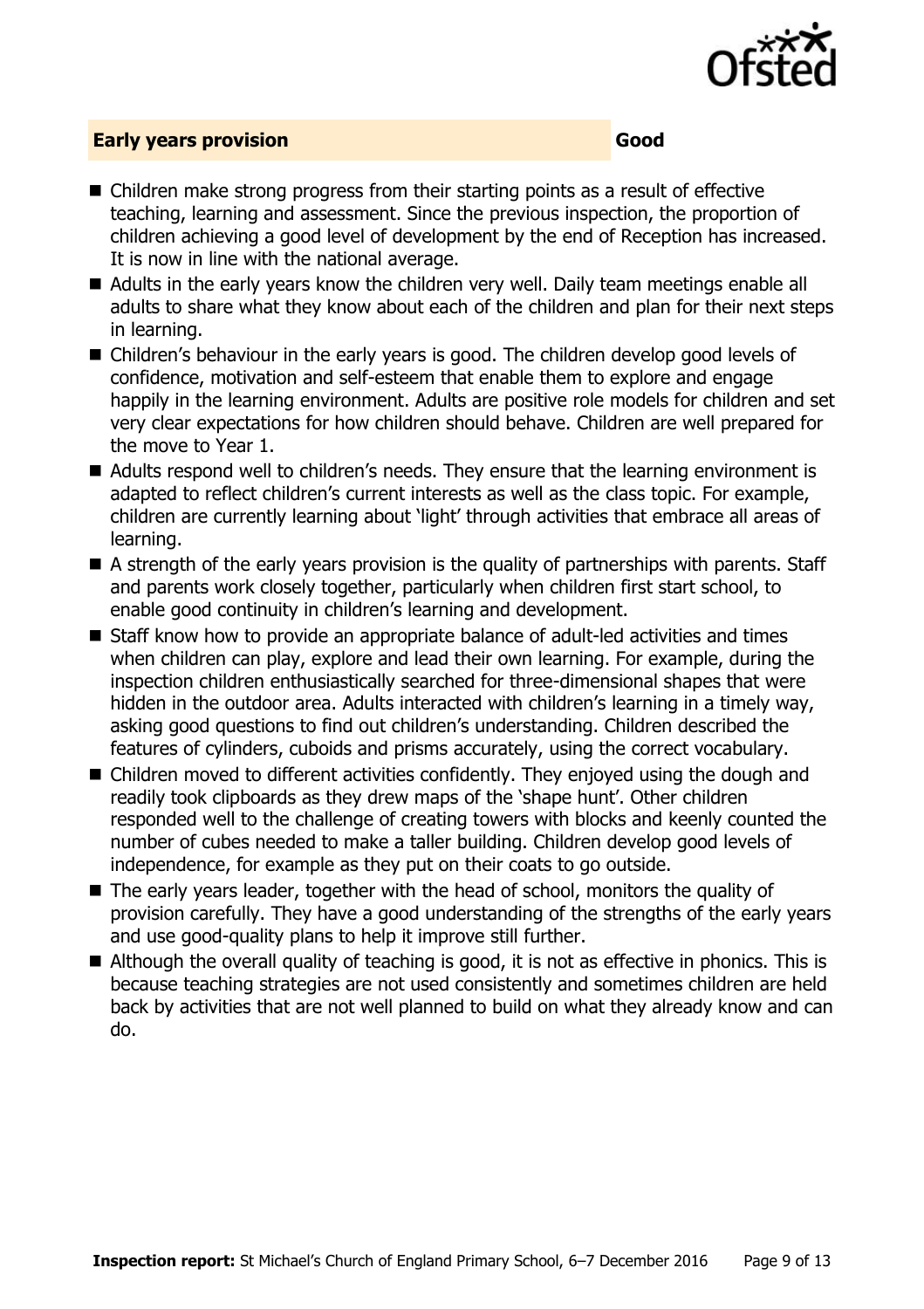## Early years provision — Good

- Children make strong progress from their starting points as a result of effective teaching, learning and assessment. Since the previous inspection, the proportion of children achieving a good level of development by the end of Reception has increased. It is now in line with the national average.
- Adults in the early years know the children very well. Daily team meetings enable all adults to share what they know about each of the children and plan for their next steps in learning.
- Children's behaviour in the early years is good. The children develop good levels of confidence, motivation and self-esteem that enable them to explore and engage happily in the learning environment. Adults are positive role models for children and set very clear expectations for how children should behave. Children are well prepared for the move to Year 1.
- Adults respond well to children's needs. They ensure that the learning environment is adapted to reflect children's current interests as well as the class topic. For example, children are currently learning about 'light' through activities that embrace all areas of learning.
- A strength of the early years provision is the quality of partnerships with parents. Staff and parents work closely together, particularly when children first start school, to enable good continuity in children's learning and development.
- Staff know how to provide an appropriate balance of adult-led activities and times when children can play, explore and lead their own learning. For example, during the inspection children enthusiastically searched for three-dimensional shapes that were hidden in the outdoor area. Adults interacted with children's learning in a timely way, asking good questions to find out children's understanding. Children described the features of cylinders, cuboids and prisms accurately, using the correct vocabulary.
- Children moved to different activities confidently. They enjoyed using the dough and readily took clipboards as they drew maps of the 'shape hunt'. Other children responded well to the challenge of creating towers with blocks and keenly counted the number of cubes needed to make a taller building. Children develop good levels of independence, for example as they put on their coats to go outside.
- The early years leader, together with the head of school, monitors the quality of provision carefully. They have a good understanding of the strengths of the early years and use good-quality plans to help it improve still further.
- Although the overall quality of teaching is good, it is not as effective in phonics. This is because teaching strategies are not used consistently and sometimes children are held back by activities that are not well planned to build on what they already know and can do.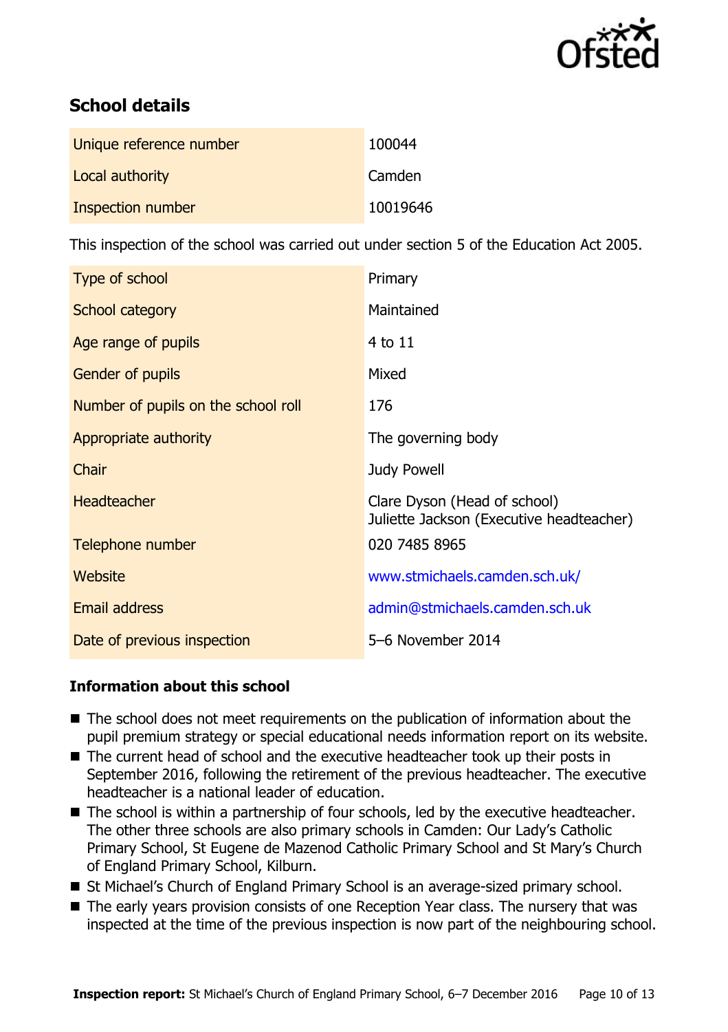## School details

| | |
|---|---|
| Unique reference number | 100044 |
| Local authority | Camden |
| Inspection number | 10019646 |

This inspection of the school was carried out under section 5 of the Education Act 2005.

| | |
|---|---|
| Type of school | Primary |
| School category | Maintained |
| Age range of pupils | 4 to 11 |
| Gender of pupils | Mixed |
| Number of pupils on the school roll | 176 |
| Appropriate authority | The governing body |
| Chair | Judy Powell |
| Headteacher | Clare Dyson (Head of school)<br>Juliette Jackson (Executive headteacher) |
| Telephone number | 020 7485 8965 |
| Website | www.stmichaels.camden.sch.uk/ |
| Email address | admin@stmichaels.camden.sch.uk |
| Date of previous inspection | 5–6 November 2014 |

### Information about this school

- The school does not meet requirements on the publication of information about the pupil premium strategy or special educational needs information report on its website.
- The current head of school and the executive headteacher took up their posts in September 2016, following the retirement of the previous headteacher. The executive headteacher is a national leader of education.
- The school is within a partnership of four schools, led by the executive headteacher. The other three schools are also primary schools in Camden: Our Lady's Catholic Primary School, St Eugene de Mazenod Catholic Primary School and St Mary's Church of England Primary School, Kilburn.
- St Michael's Church of England Primary School is an average-sized primary school.
- The early years provision consists of one Reception Year class. The nursery that was inspected at the time of the previous inspection is now part of the neighbouring school.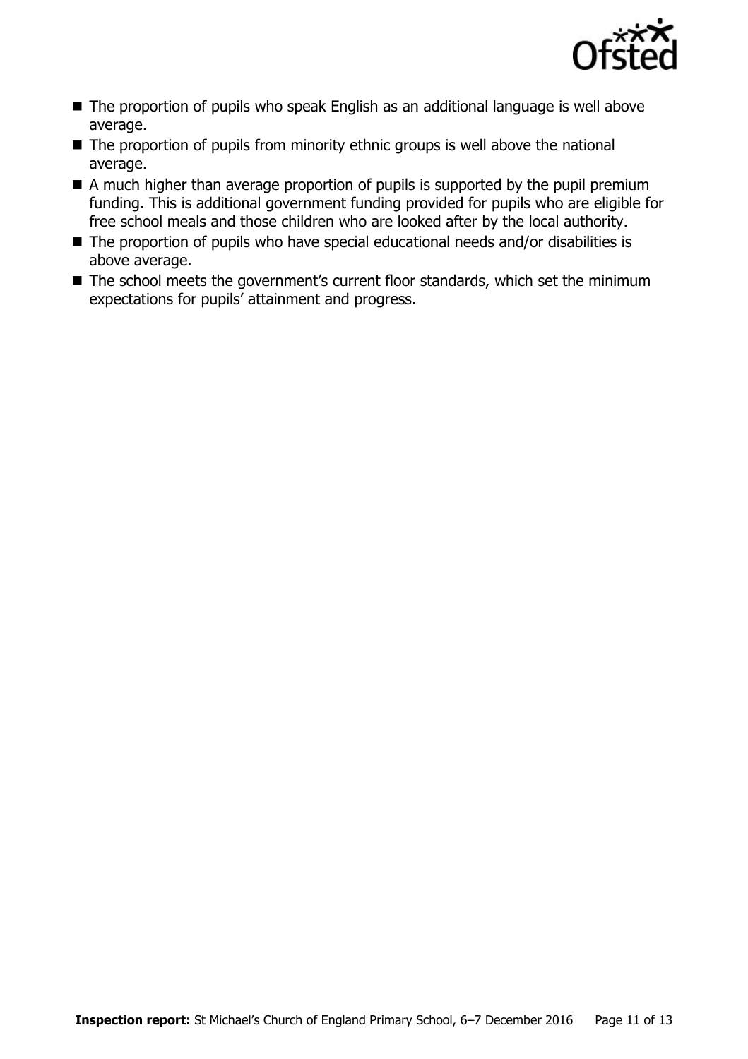- The proportion of pupils who speak English as an additional language is well above average.
- The proportion of pupils from minority ethnic groups is well above the national average.
- A much higher than average proportion of pupils is supported by the pupil premium funding. This is additional government funding provided for pupils who are eligible for free school meals and those children who are looked after by the local authority.
- The proportion of pupils who have special educational needs and/or disabilities is above average.
- The school meets the government's current floor standards, which set the minimum expectations for pupils' attainment and progress.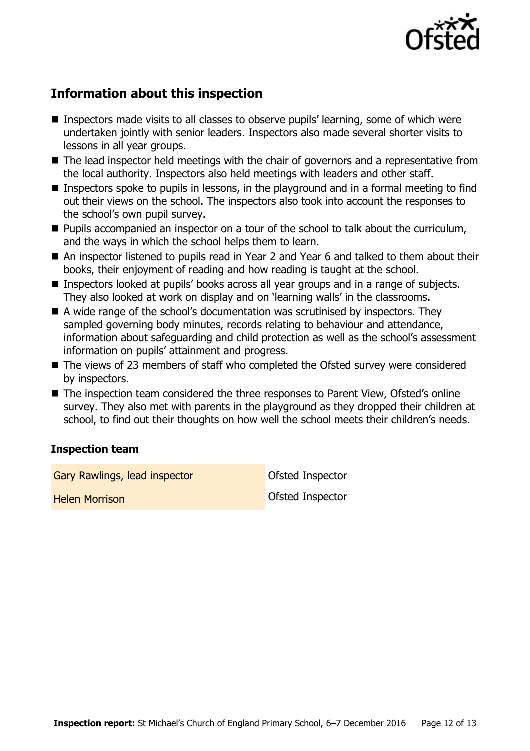## Information about this inspection

- Inspectors made visits to all classes to observe pupils' learning, some of which were undertaken jointly with senior leaders. Inspectors also made several shorter visits to lessons in all year groups.
- The lead inspector held meetings with the chair of governors and a representative from the local authority. Inspectors also held meetings with leaders and other staff.
- Inspectors spoke to pupils in lessons, in the playground and in a formal meeting to find out their views on the school. The inspectors also took into account the responses to the school's own pupil survey.
- Pupils accompanied an inspector on a tour of the school to talk about the curriculum, and the ways in which the school helps them to learn.
- An inspector listened to pupils read in Year 2 and Year 6 and talked to them about their books, their enjoyment of reading and how reading is taught at the school.
- Inspectors looked at pupils' books across all year groups and in a range of subjects. They also looked at work on display and on 'learning walls' in the classrooms.
- A wide range of the school's documentation was scrutinised by inspectors. They sampled governing body minutes, records relating to behaviour and attendance, information about safeguarding and child protection as well as the school's assessment information on pupils' attainment and progress.
- The views of 23 members of staff who completed the Ofsted survey were considered by inspectors.
- The inspection team considered the three responses to Parent View, Ofsted's online survey. They also met with parents in the playground as they dropped their children at school, to find out their thoughts on how well the school meets their children's needs.

### Inspection team

| | |
|---|---|
| Gary Rawlings, lead inspector | Ofsted Inspector |
| Helen Morrison | Ofsted Inspector |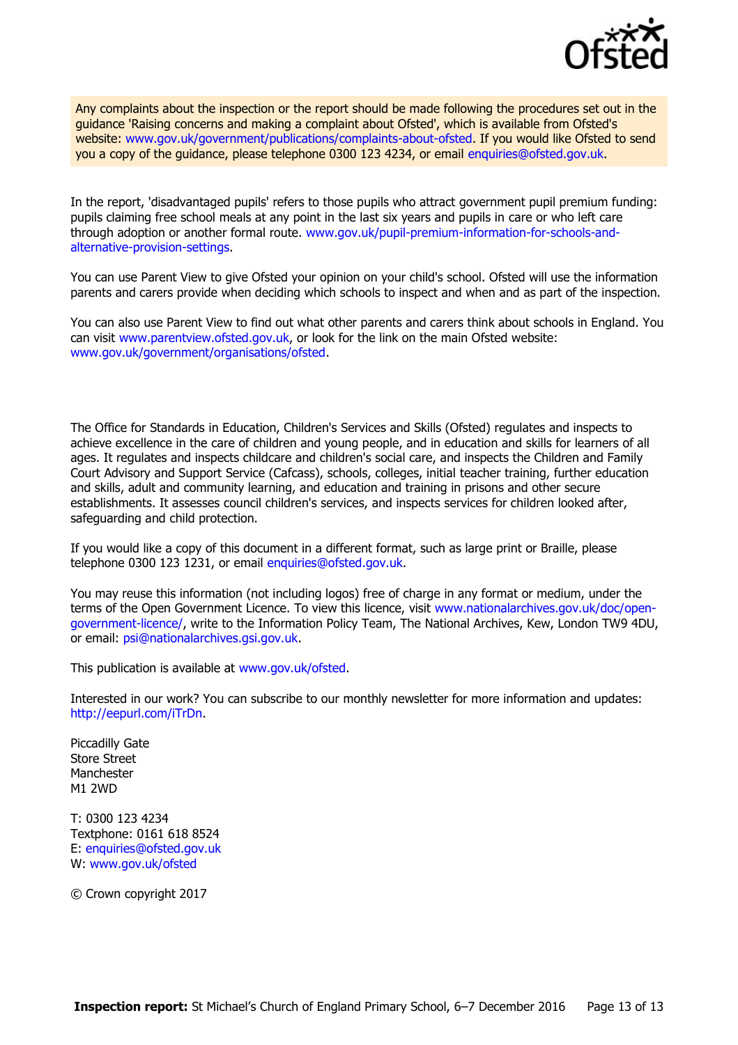Any complaints about the inspection or the report should be made following the procedures set out in the guidance 'Raising concerns and making a complaint about Ofsted', which is available from Ofsted's website: www.gov.uk/government/publications/complaints-about-ofsted. If you would like Ofsted to send you a copy of the guidance, please telephone 0300 123 4234, or email enquiries@ofsted.gov.uk.

In the report, 'disadvantaged pupils' refers to those pupils who attract government pupil premium funding: pupils claiming free school meals at any point in the last six years and pupils in care or who left care through adoption or another formal route. www.gov.uk/pupil-premium-information-for-schools-and-alternative-provision-settings.

You can use Parent View to give Ofsted your opinion on your child's school. Ofsted will use the information parents and carers provide when deciding which schools to inspect and when and as part of the inspection.

You can also use Parent View to find out what other parents and carers think about schools in England. You can visit www.parentview.ofsted.gov.uk, or look for the link on the main Ofsted website: www.gov.uk/government/organisations/ofsted.

The Office for Standards in Education, Children's Services and Skills (Ofsted) regulates and inspects to achieve excellence in the care of children and young people, and in education and skills for learners of all ages. It regulates and inspects childcare and children's social care, and inspects the Children and Family Court Advisory and Support Service (Cafcass), schools, colleges, initial teacher training, further education and skills, adult and community learning, and education and training in prisons and other secure establishments. It assesses council children's services, and inspects services for children looked after, safeguarding and child protection.

If you would like a copy of this document in a different format, such as large print or Braille, please telephone 0300 123 1231, or email enquiries@ofsted.gov.uk.

You may reuse this information (not including logos) free of charge in any format or medium, under the terms of the Open Government Licence. To view this licence, visit www.nationalarchives.gov.uk/doc/open-government-licence/, write to the Information Policy Team, The National Archives, Kew, London TW9 4DU, or email: psi@nationalarchives.gsi.gov.uk.

This publication is available at www.gov.uk/ofsted.

Interested in our work? You can subscribe to our monthly newsletter for more information and updates: http://eepurl.com/iTrDn.

Piccadilly Gate
Store Street
Manchester
M1 2WD

T: 0300 123 4234
Textphone: 0161 618 8524
E: enquiries@ofsted.gov.uk
W: www.gov.uk/ofsted

© Crown copyright 2017